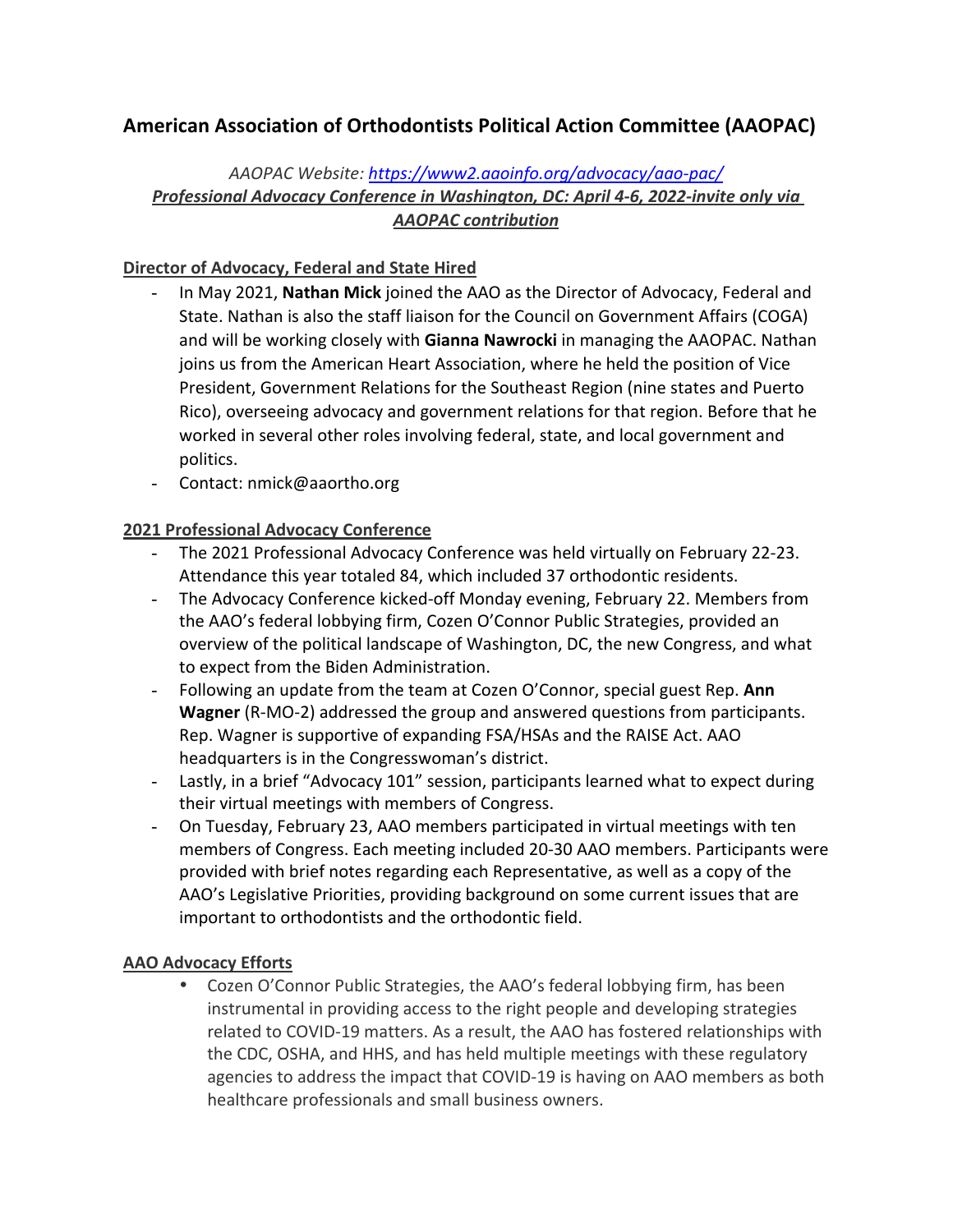# American Association of Orthodontists Political Action Committee (AAOPAC)

*AAOPAC Website: [https://www2.aaoinfo.org/advocacy/aao-pac/](https://www2.aaoinfo.org/advocacy/aao-pac/)*
***Professional Advocacy Conference in Washington, DC: April 4-6, 2022-invite only via AAOPAC contribution***

## Director of Advocacy, Federal and State Hired

- In May 2021, **Nathan Mick** joined the AAO as the Director of Advocacy, Federal and State. Nathan is also the staff liaison for the Council on Government Affairs (COGA) and will be working closely with **Gianna Nawrocki** in managing the AAOPAC. Nathan joins us from the American Heart Association, where he held the position of Vice President, Government Relations for the Southeast Region (nine states and Puerto Rico), overseeing advocacy and government relations for that region. Before that he worked in several other roles involving federal, state, and local government and politics.
- Contact: nmick@aaortho.org

## 2021 Professional Advocacy Conference

- The 2021 Professional Advocacy Conference was held virtually on February 22-23. Attendance this year totaled 84, which included 37 orthodontic residents.
- The Advocacy Conference kicked-off Monday evening, February 22. Members from the AAO's federal lobbying firm, Cozen O'Connor Public Strategies, provided an overview of the political landscape of Washington, DC, the new Congress, and what to expect from the Biden Administration.
- Following an update from the team at Cozen O'Connor, special guest Rep. **Ann Wagner** (R-MO-2) addressed the group and answered questions from participants. Rep. Wagner is supportive of expanding FSA/HSAs and the RAISE Act. AAO headquarters is in the Congresswoman's district.
- Lastly, in a brief "Advocacy 101" session, participants learned what to expect during their virtual meetings with members of Congress.
- On Tuesday, February 23, AAO members participated in virtual meetings with ten members of Congress. Each meeting included 20-30 AAO members. Participants were provided with brief notes regarding each Representative, as well as a copy of the AAO's Legislative Priorities, providing background on some current issues that are important to orthodontists and the orthodontic field.

## AAO Advocacy Efforts

- Cozen O'Connor Public Strategies, the AAO's federal lobbying firm, has been instrumental in providing access to the right people and developing strategies related to COVID-19 matters. As a result, the AAO has fostered relationships with the CDC, OSHA, and HHS, and has held multiple meetings with these regulatory agencies to address the impact that COVID-19 is having on AAO members as both healthcare professionals and small business owners.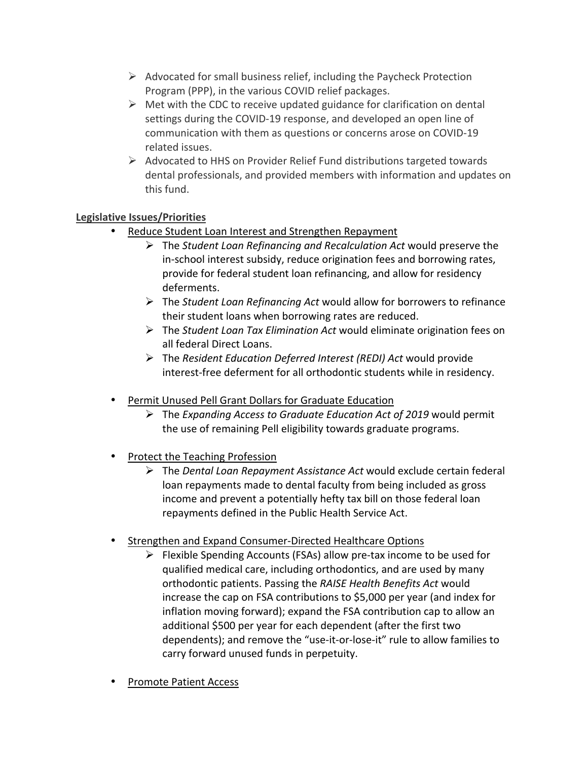- Advocated for small business relief, including the Paycheck Protection Program (PPP), in the various COVID relief packages.
- Met with the CDC to receive updated guidance for clarification on dental settings during the COVID-19 response, and developed an open line of communication with them as questions or concerns arose on COVID-19 related issues.
- Advocated to HHS on Provider Relief Fund distributions targeted towards dental professionals, and provided members with information and updates on this fund.

**Legislative Issues/Priorities**

- Reduce Student Loan Interest and Strengthen Repayment
  - The *Student Loan Refinancing and Recalculation Act* would preserve the in-school interest subsidy, reduce origination fees and borrowing rates, provide for federal student loan refinancing, and allow for residency deferments.
  - The *Student Loan Refinancing Act* would allow for borrowers to refinance their student loans when borrowing rates are reduced.
  - The *Student Loan Tax Elimination Act* would eliminate origination fees on all federal Direct Loans.
  - The *Resident Education Deferred Interest (REDI) Act* would provide interest-free deferment for all orthodontic students while in residency.

- Permit Unused Pell Grant Dollars for Graduate Education
  - The *Expanding Access to Graduate Education Act of 2019* would permit the use of remaining Pell eligibility towards graduate programs.

- Protect the Teaching Profession
  - The *Dental Loan Repayment Assistance Act* would exclude certain federal loan repayments made to dental faculty from being included as gross income and prevent a potentially hefty tax bill on those federal loan repayments defined in the Public Health Service Act.

- Strengthen and Expand Consumer-Directed Healthcare Options
  - Flexible Spending Accounts (FSAs) allow pre-tax income to be used for qualified medical care, including orthodontics, and are used by many orthodontic patients. Passing the *RAISE Health Benefits Act* would increase the cap on FSA contributions to $5,000 per year (and index for inflation moving forward); expand the FSA contribution cap to allow an additional $500 per year for each dependent (after the first two dependents); and remove the "use-it-or-lose-it" rule to allow families to carry forward unused funds in perpetuity.

- Promote Patient Access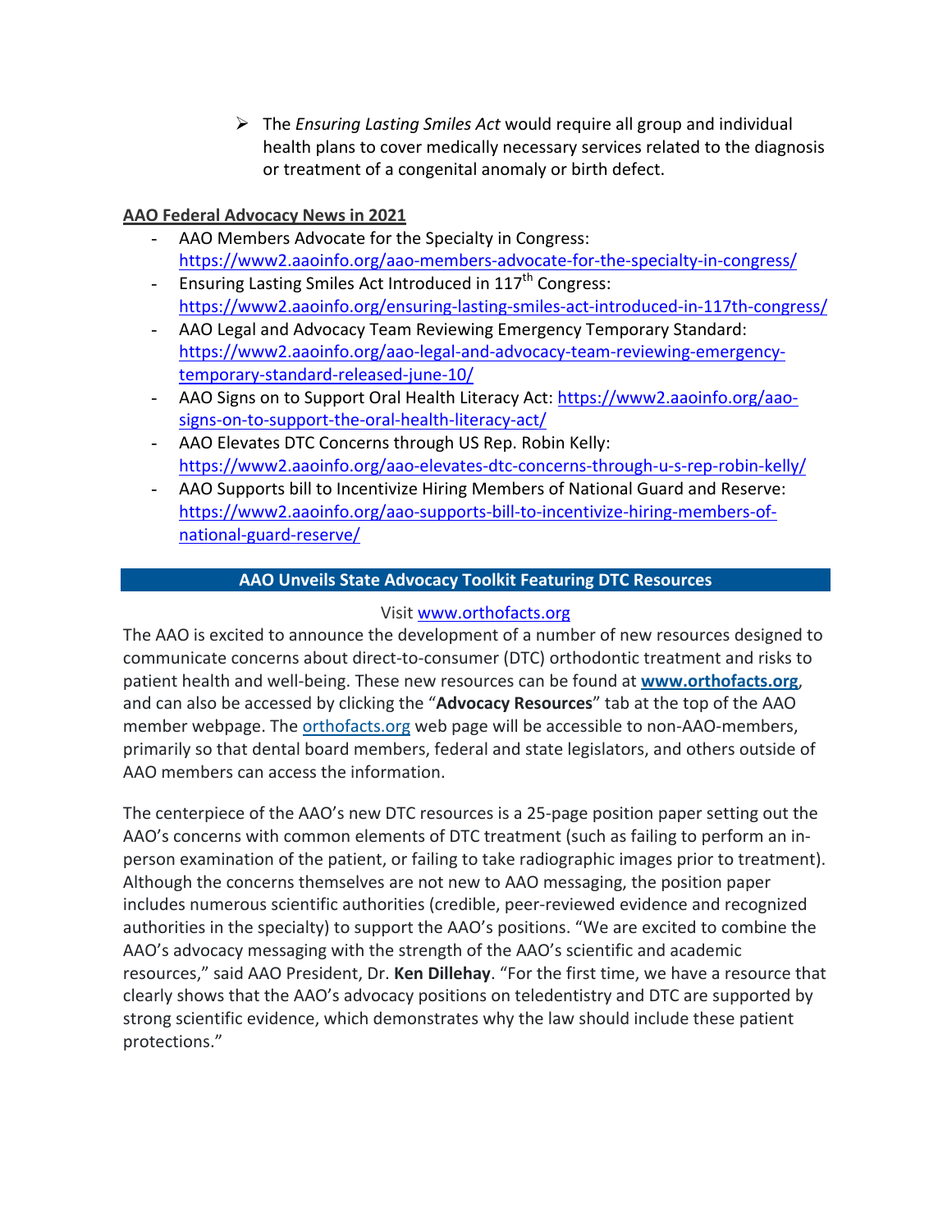- The *Ensuring Lasting Smiles Act* would require all group and individual health plans to cover medically necessary services related to the diagnosis or treatment of a congenital anomaly or birth defect.

**AAO Federal Advocacy News in 2021**

- AAO Members Advocate for the Specialty in Congress: https://www2.aaoinfo.org/aao-members-advocate-for-the-specialty-in-congress/
- Ensuring Lasting Smiles Act Introduced in 117th Congress: https://www2.aaoinfo.org/ensuring-lasting-smiles-act-introduced-in-117th-congress/
- AAO Legal and Advocacy Team Reviewing Emergency Temporary Standard: https://www2.aaoinfo.org/aao-legal-and-advocacy-team-reviewing-emergency-temporary-standard-released-june-10/
- AAO Signs on to Support Oral Health Literacy Act: https://www2.aaoinfo.org/aao-signs-on-to-support-the-oral-health-literacy-act/
- AAO Elevates DTC Concerns through US Rep. Robin Kelly: https://www2.aaoinfo.org/aao-elevates-dtc-concerns-through-u-s-rep-robin-kelly/
- AAO Supports bill to Incentivize Hiring Members of National Guard and Reserve: https://www2.aaoinfo.org/aao-supports-bill-to-incentivize-hiring-members-of-national-guard-reserve/

## AAO Unveils State Advocacy Toolkit Featuring DTC Resources

Visit www.orthofacts.org

The AAO is excited to announce the development of a number of new resources designed to communicate concerns about direct-to-consumer (DTC) orthodontic treatment and risks to patient health and well-being. These new resources can be found at **www.orthofacts.org**, and can also be accessed by clicking the "**Advocacy Resources**" tab at the top of the AAO member webpage. The orthofacts.org web page will be accessible to non-AAO-members, primarily so that dental board members, federal and state legislators, and others outside of AAO members can access the information.

The centerpiece of the AAO's new DTC resources is a 25-page position paper setting out the AAO's concerns with common elements of DTC treatment (such as failing to perform an in-person examination of the patient, or failing to take radiographic images prior to treatment). Although the concerns themselves are not new to AAO messaging, the position paper includes numerous scientific authorities (credible, peer-reviewed evidence and recognized authorities in the specialty) to support the AAO's positions. "We are excited to combine the AAO's advocacy messaging with the strength of the AAO's scientific and academic resources," said AAO President, Dr. **Ken Dillehay**. "For the first time, we have a resource that clearly shows that the AAO's advocacy positions on teledentistry and DTC are supported by strong scientific evidence, which demonstrates why the law should include these patient protections."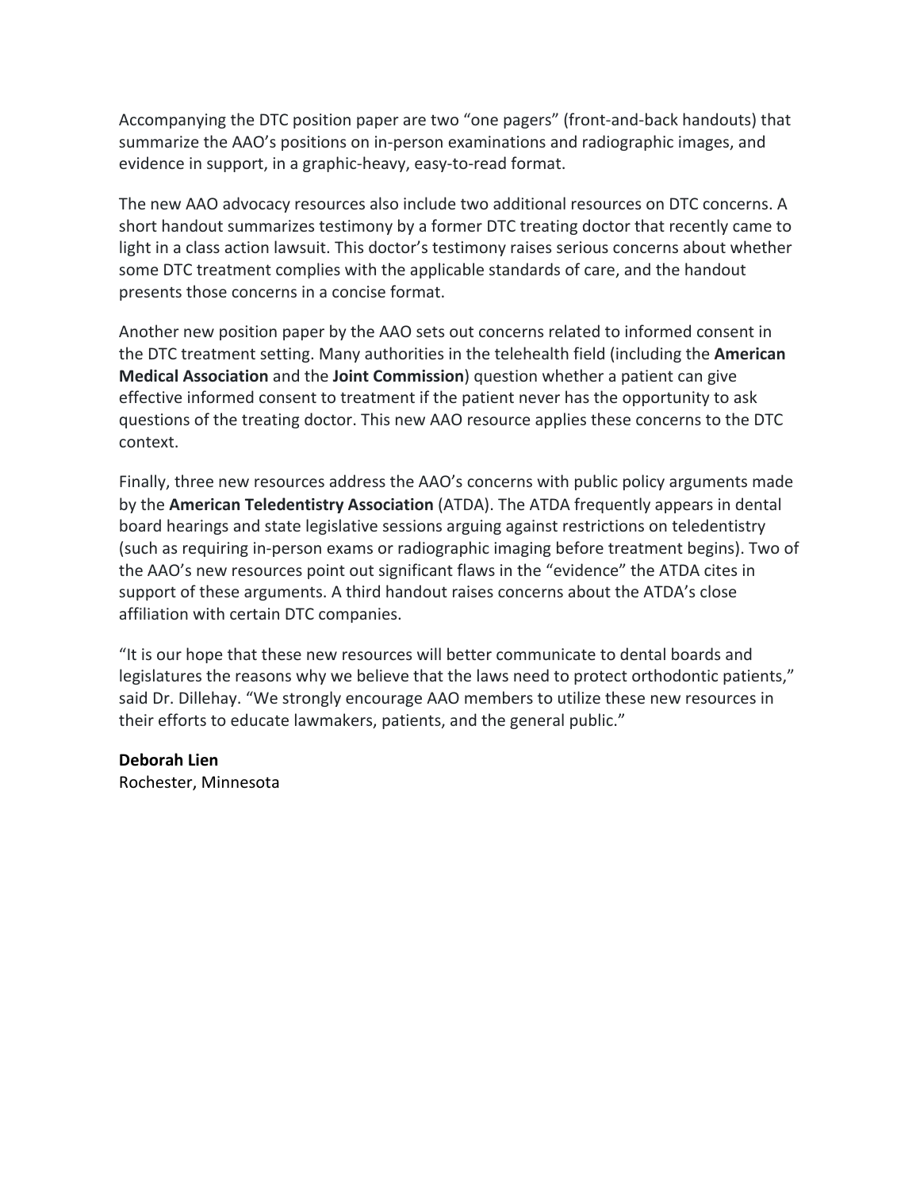Accompanying the DTC position paper are two “one pagers” (front-and-back handouts) that summarize the AAO’s positions on in-person examinations and radiographic images, and evidence in support, in a graphic-heavy, easy-to-read format.

The new AAO advocacy resources also include two additional resources on DTC concerns. A short handout summarizes testimony by a former DTC treating doctor that recently came to light in a class action lawsuit. This doctor’s testimony raises serious concerns about whether some DTC treatment complies with the applicable standards of care, and the handout presents those concerns in a concise format.

Another new position paper by the AAO sets out concerns related to informed consent in the DTC treatment setting. Many authorities in the telehealth field (including the **American Medical Association** and the **Joint Commission**) question whether a patient can give effective informed consent to treatment if the patient never has the opportunity to ask questions of the treating doctor. This new AAO resource applies these concerns to the DTC context.

Finally, three new resources address the AAO’s concerns with public policy arguments made by the **American Teledentistry Association** (ATDA). The ATDA frequently appears in dental board hearings and state legislative sessions arguing against restrictions on teledentistry (such as requiring in-person exams or radiographic imaging before treatment begins). Two of the AAO’s new resources point out significant flaws in the “evidence” the ATDA cites in support of these arguments. A third handout raises concerns about the ATDA’s close affiliation with certain DTC companies.

“It is our hope that these new resources will better communicate to dental boards and legislatures the reasons why we believe that the laws need to protect orthodontic patients,” said Dr. Dillehay. “We strongly encourage AAO members to utilize these new resources in their efforts to educate lawmakers, patients, and the general public.”

**Deborah Lien**
Rochester, Minnesota